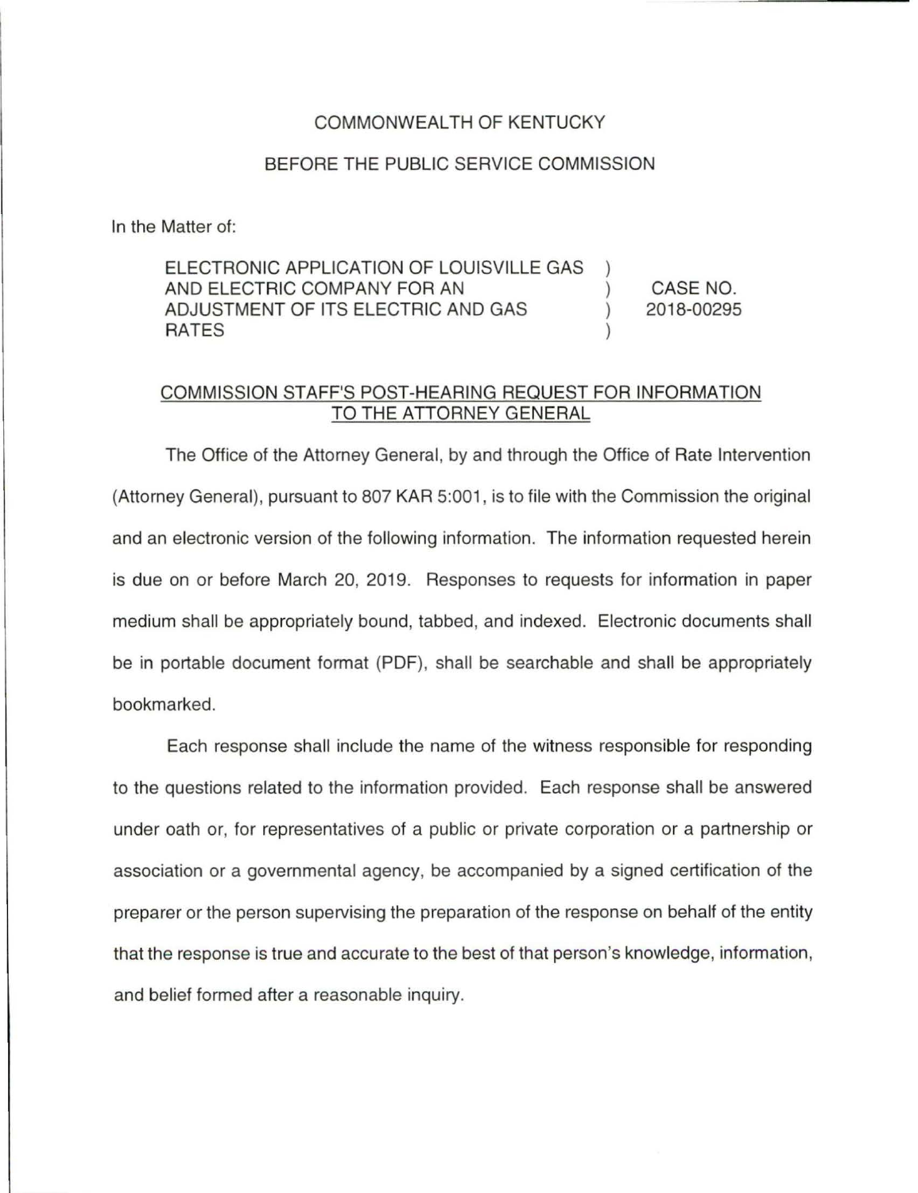COMMONWEALTH OF KENTUCKY

BEFORE THE PUBLIC SERVICE COMMISSION

In the Matter of:

| | | |
|---|---|---|
| ELECTRONIC APPLICATION OF LOUISVILLE GAS AND ELECTRIC COMPANY FOR AN ADJUSTMENT OF ITS ELECTRIC AND GAS RATES | ) ) ) ) | CASE NO. 2018-00295 |

## COMMISSION STAFF'S POST-HEARING REQUEST FOR INFORMATION TO THE ATTORNEY GENERAL

The Office of the Attorney General, by and through the Office of Rate Intervention (Attorney General), pursuant to 807 KAR 5:001, is to file with the Commission the original and an electronic version of the following information. The information requested herein is due on or before March 20, 2019. Responses to requests for information in paper medium shall be appropriately bound, tabbed, and indexed. Electronic documents shall be in portable document format (PDF), shall be searchable and shall be appropriately bookmarked.

Each response shall include the name of the witness responsible for responding to the questions related to the information provided. Each response shall be answered under oath or, for representatives of a public or private corporation or a partnership or association or a governmental agency, be accompanied by a signed certification of the preparer or the person supervising the preparation of the response on behalf of the entity that the response is true and accurate to the best of that person's knowledge, information, and belief formed after a reasonable inquiry.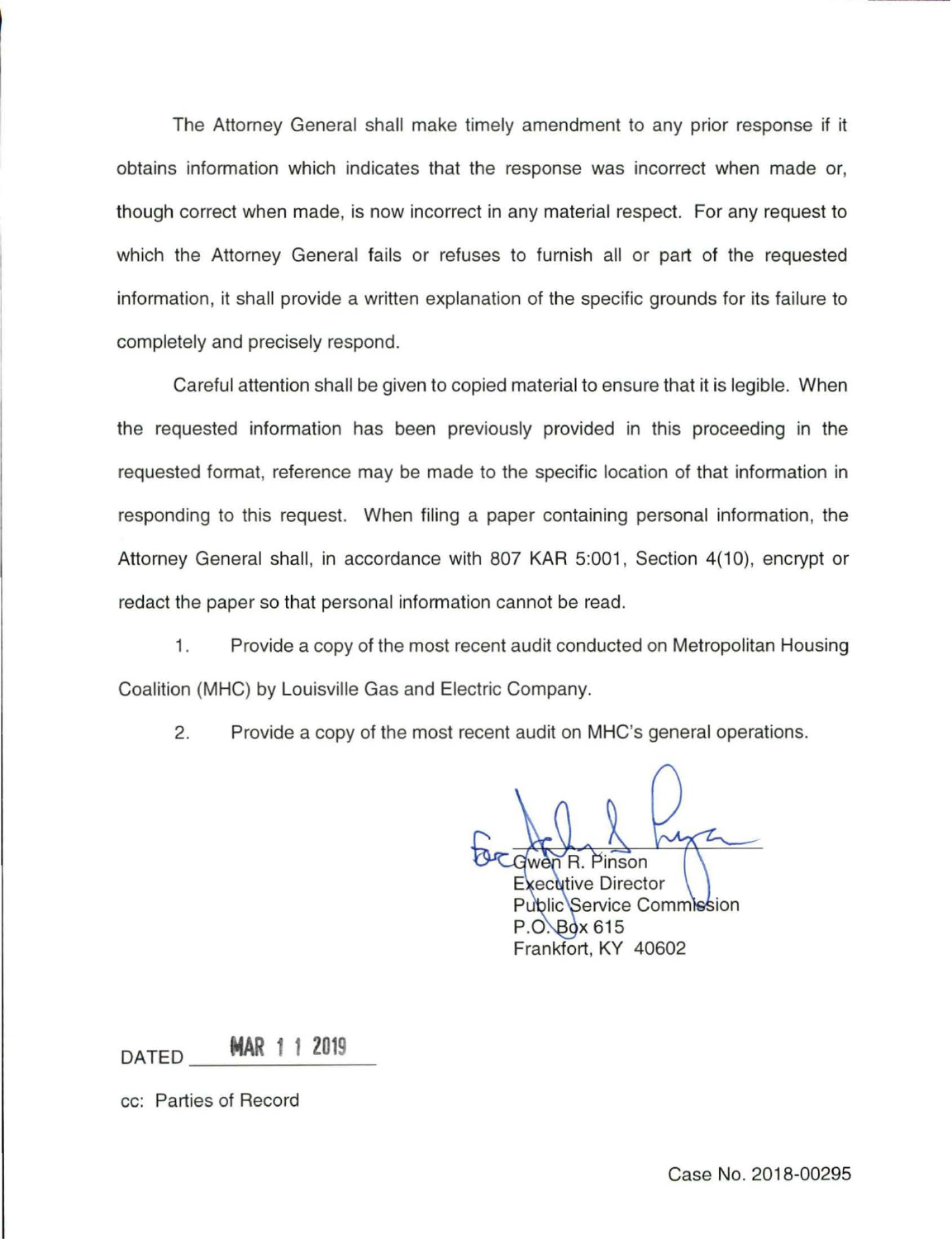The Attorney General shall make timely amendment to any prior response if it obtains information which indicates that the response was incorrect when made or, though correct when made, is now incorrect in any material respect. For any request to which the Attorney General fails or refuses to furnish all or part of the requested information, it shall provide a written explanation of the specific grounds for its failure to completely and precisely respond.

Careful attention shall be given to copied material to ensure that it is legible. When the requested information has been previously provided in this proceeding in the requested format, reference may be made to the specific location of that information in responding to this request. When filing a paper containing personal information, the Attorney General shall, in accordance with 807 KAR 5:001, Section 4(10), encrypt or redact the paper so that personal information cannot be read.

1. Provide a copy of the most recent audit conducted on Metropolitan Housing Coalition (MHC) by Louisville Gas and Electric Company.

2. Provide a copy of the most recent audit on MHC's general operations.

for Gwen R. Pinson
Executive Director
Public Service Commission
P.O. Box 615
Frankfort, KY 40602

DATED MAR 1 1 2019

cc: Parties of Record

Case No. 2018-00295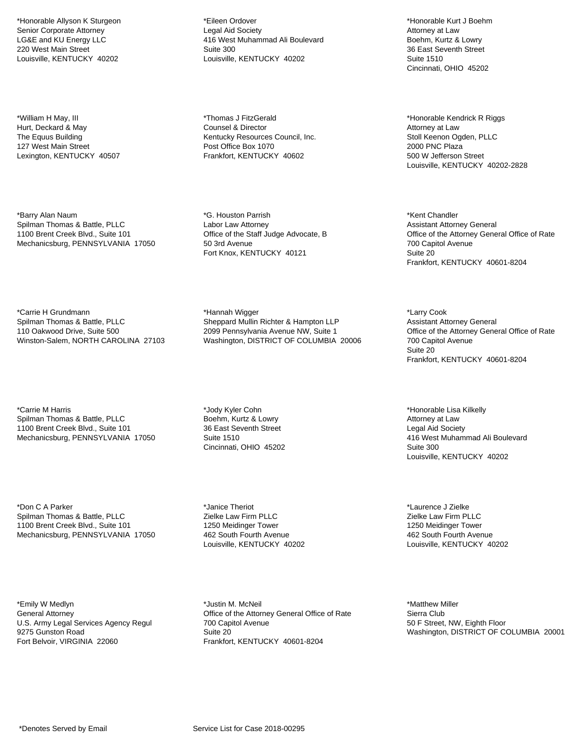*Honorable Allyson K Sturgeon
Senior Corporate Attorney
LG&E and KU Energy LLC
220 West Main Street
Louisville, KENTUCKY 40202

*Eileen Ordover
Legal Aid Society
416 West Muhammad Ali Boulevard
Suite 300
Louisville, KENTUCKY 40202

*Honorable Kurt J Boehm
Attorney at Law
Boehm, Kurtz & Lowry
36 East Seventh Street
Suite 1510
Cincinnati, OHIO 45202

*William H May, III
Hurt, Deckard & May
The Equus Building
127 West Main Street
Lexington, KENTUCKY 40507

*Thomas J FitzGerald
Counsel & Director
Kentucky Resources Council, Inc.
Post Office Box 1070
Frankfort, KENTUCKY 40602

*Honorable Kendrick R Riggs
Attorney at Law
Stoll Keenon Ogden, PLLC
2000 PNC Plaza
500 W Jefferson Street
Louisville, KENTUCKY 40202-2828

*Barry Alan Naum
Spilman Thomas & Battle, PLLC
1100 Brent Creek Blvd., Suite 101
Mechanicsburg, PENNSYLVANIA 17050

*G. Houston Parrish
Labor Law Attorney
Office of the Staff Judge Advocate, B
50 3rd Avenue
Fort Knox, KENTUCKY 40121

*Kent Chandler
Assistant Attorney General
Office of the Attorney General Office of Rate
700 Capitol Avenue
Suite 20
Frankfort, KENTUCKY 40601-8204

*Carrie H Grundmann
Spilman Thomas & Battle, PLLC
110 Oakwood Drive, Suite 500
Winston-Salem, NORTH CAROLINA 27103

*Hannah Wigger
Sheppard Mullin Richter & Hampton LLP
2099 Pennsylvania Avenue NW, Suite 1
Washington, DISTRICT OF COLUMBIA 20006

*Larry Cook
Assistant Attorney General
Office of the Attorney General Office of Rate
700 Capitol Avenue
Suite 20
Frankfort, KENTUCKY 40601-8204

*Carrie M Harris
Spilman Thomas & Battle, PLLC
1100 Brent Creek Blvd., Suite 101
Mechanicsburg, PENNSYLVANIA 17050

*Jody Kyler Cohn
Boehm, Kurtz & Lowry
36 East Seventh Street
Suite 1510
Cincinnati, OHIO 45202

*Honorable Lisa Kilkelly
Attorney at Law
Legal Aid Society
416 West Muhammad Ali Boulevard
Suite 300
Louisville, KENTUCKY 40202

*Don C A Parker
Spilman Thomas & Battle, PLLC
1100 Brent Creek Blvd., Suite 101
Mechanicsburg, PENNSYLVANIA 17050

*Janice Theriot
Zielke Law Firm PLLC
1250 Meidinger Tower
462 South Fourth Avenue
Louisville, KENTUCKY 40202

*Laurence J Zielke
Zielke Law Firm PLLC
1250 Meidinger Tower
462 South Fourth Avenue
Louisville, KENTUCKY 40202

*Emily W Medlyn
General Attorney
U.S. Army Legal Services Agency Regul
9275 Gunston Road
Fort Belvoir, VIRGINIA 22060

*Justin M. McNeil
Office of the Attorney General Office of Rate
700 Capitol Avenue
Suite 20
Frankfort, KENTUCKY 40601-8204

*Matthew Miller
Sierra Club
50 F Street, NW, Eighth Floor
Washington, DISTRICT OF COLUMBIA 20001

*Denotes Served by Email

Service List for Case 2018-00295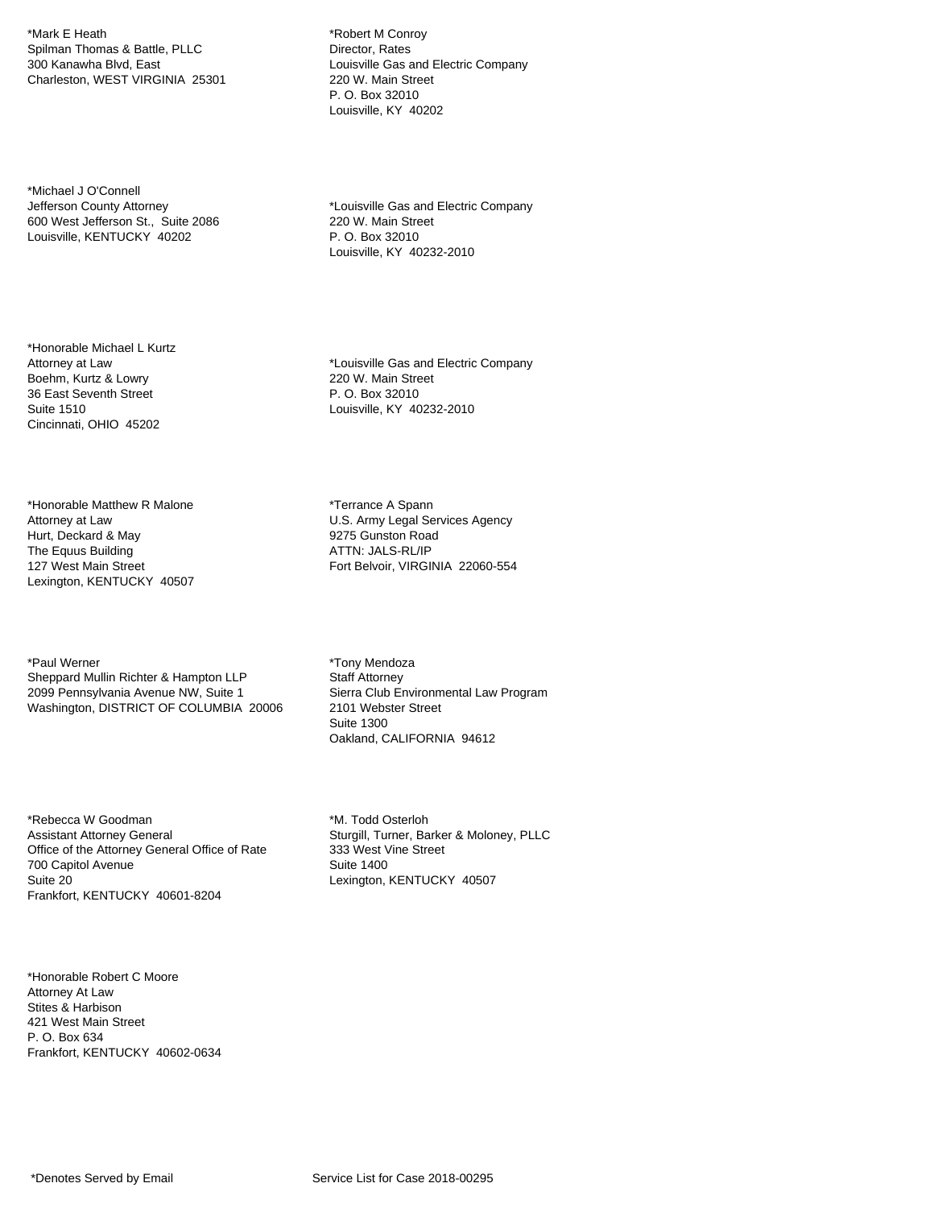*Mark E Heath
Spilman Thomas & Battle, PLLC
300 Kanawha Blvd, East
Charleston, WEST VIRGINIA  25301

*Robert M Conroy
Director, Rates
Louisville Gas and Electric Company
220 W. Main Street
P. O. Box 32010
Louisville, KY  40202

*Michael J O'Connell
Jefferson County Attorney
600 West Jefferson St.,  Suite 2086
Louisville, KENTUCKY  40202

*Louisville Gas and Electric Company
220 W. Main Street
P. O. Box 32010
Louisville, KY  40232-2010

*Honorable Michael L Kurtz
Attorney at Law
Boehm, Kurtz & Lowry
36 East Seventh Street
Suite 1510
Cincinnati, OHIO  45202

*Louisville Gas and Electric Company
220 W. Main Street
P. O. Box 32010
Louisville, KY  40232-2010

*Honorable Matthew R Malone
Attorney at Law
Hurt, Deckard & May
The Equus Building
127 West Main Street
Lexington, KENTUCKY  40507

*Terrance A Spann
U.S. Army Legal Services Agency
9275 Gunston Road
ATTN: JALS-RL/IP
Fort Belvoir, VIRGINIA  22060-554

*Paul Werner
Sheppard Mullin Richter & Hampton LLP
2099 Pennsylvania Avenue NW, Suite 1
Washington, DISTRICT OF COLUMBIA  20006

*Tony Mendoza
Staff Attorney
Sierra Club Environmental Law Program
2101 Webster Street
Suite 1300
Oakland, CALIFORNIA  94612

*Rebecca W Goodman
Assistant Attorney General
Office of the Attorney General Office of Rate
700 Capitol Avenue
Suite 20
Frankfort, KENTUCKY  40601-8204

*M. Todd Osterloh
Sturgill, Turner, Barker & Moloney, PLLC
333 West Vine Street
Suite 1400
Lexington, KENTUCKY  40507

*Honorable Robert C Moore
Attorney At Law
Stites & Harbison
421 West Main Street
P. O. Box 634
Frankfort, KENTUCKY  40602-0634

*Denotes Served by Email

Service List for Case 2018-00295